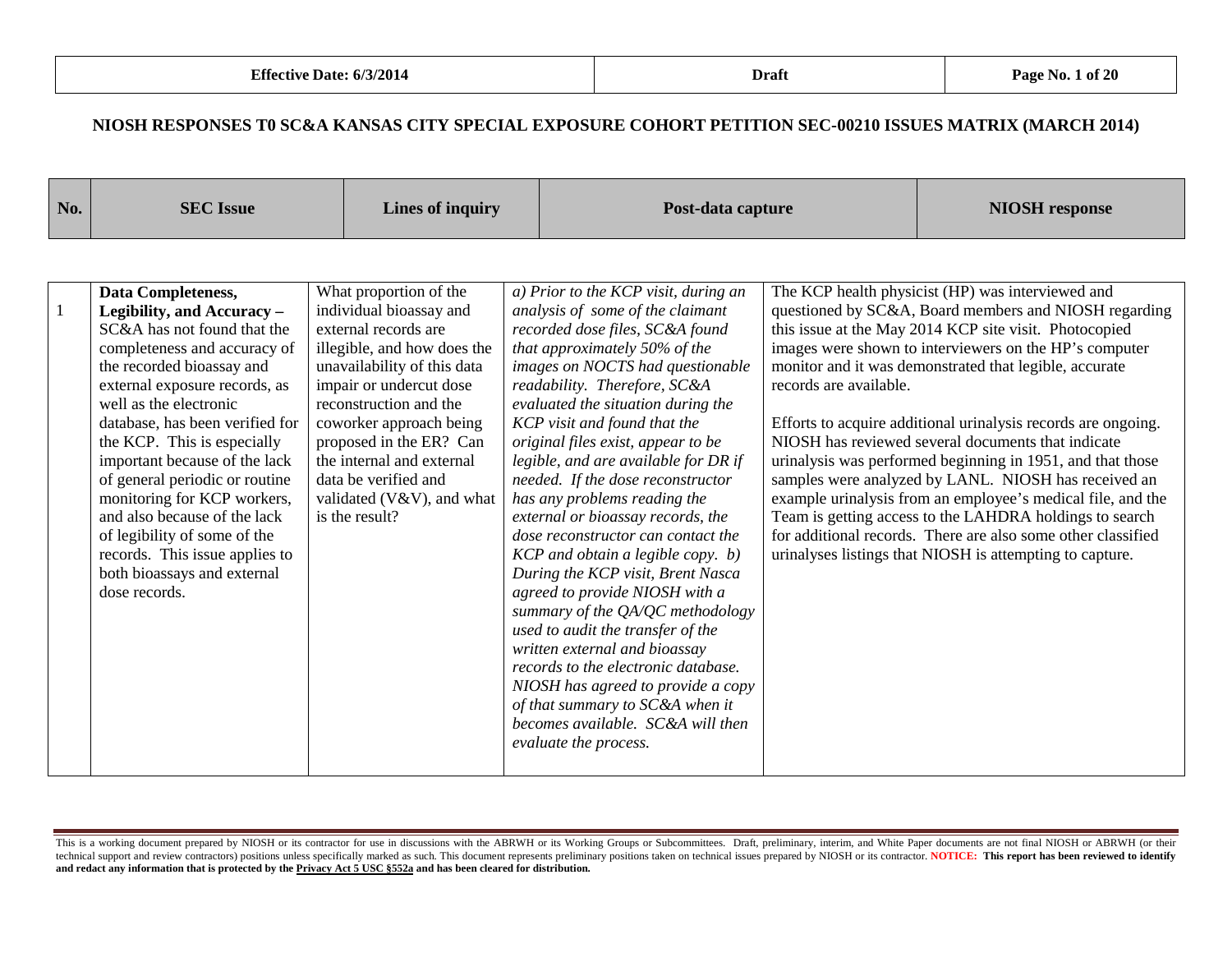## NIOSH RESPONSES T0 SC&A KANSAS CITY SPECIAL EXPOSURE COHORT PETITION SEC-00210 ISSUES MATRIX (MARCH 2014)

| No. | SEC Issue | Lines of inquiry | Post-data capture | NIOSH response |
|---|---|---|---|---|
| 1 | **Data Completeness, Legibility, and Accuracy –** SC&A has not found that the completeness and accuracy of the recorded bioassay and external exposure records, as well as the electronic database, has been verified for the KCP. This is especially important because of the lack of general periodic or routine monitoring for KCP workers, and also because of the lack of legibility of some of the records. This issue applies to both bioassays and external dose records. | What proportion of the individual bioassay and external records are illegible, and how does the unavailability of this data impair or undercut dose reconstruction and the coworker approach being proposed in the ER? Can the internal and external data be verified and validated (V&V), and what is the result? | *a) Prior to the KCP visit, during an analysis of some of the claimant recorded dose files, SC&A found that approximately 50% of the images on NOCTS had questionable readability. Therefore, SC&A evaluated the situation during the KCP visit and found that the original files exist, appear to be legible, and are available for DR if needed. If the dose reconstructor has any problems reading the external or bioassay records, the dose reconstructor can contact the KCP and obtain a legible copy. b) During the KCP visit, Brent Nasca agreed to provide NIOSH with a summary of the QA/QC methodology used to audit the transfer of the written external and bioassay records to the electronic database. NIOSH has agreed to provide a copy of that summary to SC&A when it becomes available. SC&A will then evaluate the process.* | The KCP health physicist (HP) was interviewed and questioned by SC&A, Board members and NIOSH regarding this issue at the May 2014 KCP site visit. Photocopied images were shown to interviewers on the HP's computer monitor and it was demonstrated that legible, accurate records are available.<br><br>Efforts to acquire additional urinalysis records are ongoing. NIOSH has reviewed several documents that indicate urinalysis was performed beginning in 1951, and that those samples were analyzed by LANL. NIOSH has received an example urinalysis from an employee's medical file, and the Team is getting access to the LAHDRA holdings to search for additional records. There are also some other classified urinalyses listings that NIOSH is attempting to capture. |

This is a working document prepared by NIOSH or its contractor for use in discussions with the ABRWH or its Working Groups or Subcommittees. Draft, preliminary, interim, and White Paper documents are not final NIOSH or ABRWH (or their technical support and review contractors) positions unless specifically marked as such. This document represents preliminary positions taken on technical issues prepared by NIOSH or its contractor. **NOTICE: This report has been reviewed to identify and redact any information that is protected by the Privacy Act 5 USC §552a and has been cleared for distribution.**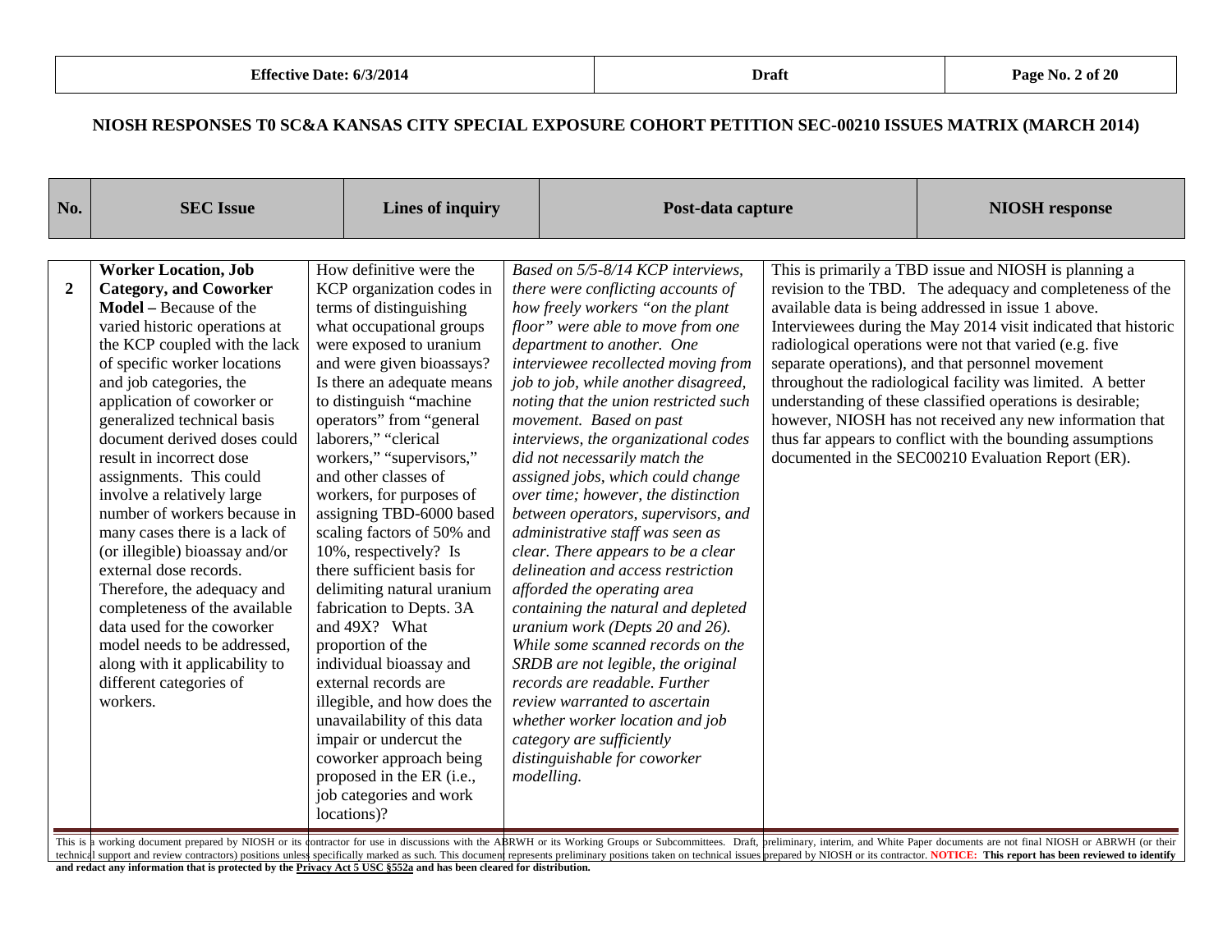# NIOSH RESPONSES T0 SC&A KANSAS CITY SPECIAL EXPOSURE COHORT PETITION SEC-00210 ISSUES MATRIX (MARCH 2014)

| No. | SEC Issue | Lines of inquiry | Post-data capture | NIOSH response |
|---|---|---|---|---|
| 2 | **Worker Location, Job Category, and Coworker Model –** Because of the varied historic operations at the KCP coupled with the lack of specific worker locations and job categories, the application of coworker or generalized technical basis document derived doses could result in incorrect dose assignments. This could involve a relatively large number of workers because in many cases there is a lack of (or illegible) bioassay and/or external dose records. Therefore, the adequacy and completeness of the available data used for the coworker model needs to be addressed, along with it applicability to different categories of workers. | How definitive were the KCP organization codes in terms of distinguishing what occupational groups were exposed to uranium and were given bioassays? Is there an adequate means to distinguish "machine operators" from "general laborers," "clerical workers," "supervisors," and other classes of workers, for purposes of assigning TBD-6000 based scaling factors of 50% and 10%, respectively? Is there sufficient basis for delimiting natural uranium fabrication to Depts. 3A and 49X? What proportion of the individual bioassay and external records are illegible, and how does the unavailability of this data impair or undercut the coworker approach being proposed in the ER (i.e., job categories and work locations)? | *Based on 5/5-8/14 KCP interviews, there were conflicting accounts of how freely workers "on the plant floor" were able to move from one department to another. One interviewee recollected moving from job to job, while another disagreed, noting that the union restricted such movement. Based on past interviews, the organizational codes did not necessarily match the assigned jobs, which could change over time; however, the distinction between operators, supervisors, and administrative staff was seen as clear. There appears to be a clear delineation and access restriction afforded the operating area containing the natural and depleted uranium work (Depts 20 and 26). While some scanned records on the SRDB are not legible, the original records are readable. Further review warranted to ascertain whether worker location and job category are sufficiently distinguishable for coworker modelling.* | This is primarily a TBD issue and NIOSH is planning a revision to the TBD. The adequacy and completeness of the available data is being addressed in issue 1 above. Interviewees during the May 2014 visit indicated that historic radiological operations were not that varied (e.g. five separate operations), and that personnel movement throughout the radiological facility was limited. A better understanding of these classified operations is desirable; however, NIOSH has not received any new information that thus far appears to conflict with the bounding assumptions documented in the SEC00210 Evaluation Report (ER). |

This is a working document prepared by NIOSH or its contractor for use in discussions with the ABRWH or its Working Groups or Subcommittees. Draft, preliminary, interim, and White Paper documents are not final NIOSH or ABRWH (or their technical support and review contractors) positions unless specifically marked as such. This document represents preliminary positions taken on technical issues prepared by NIOSH or its contractor. **NOTICE: This report has been reviewed to identify and redact any information that is protected by the Privacy Act 5 USC §552a and has been cleared for distribution.**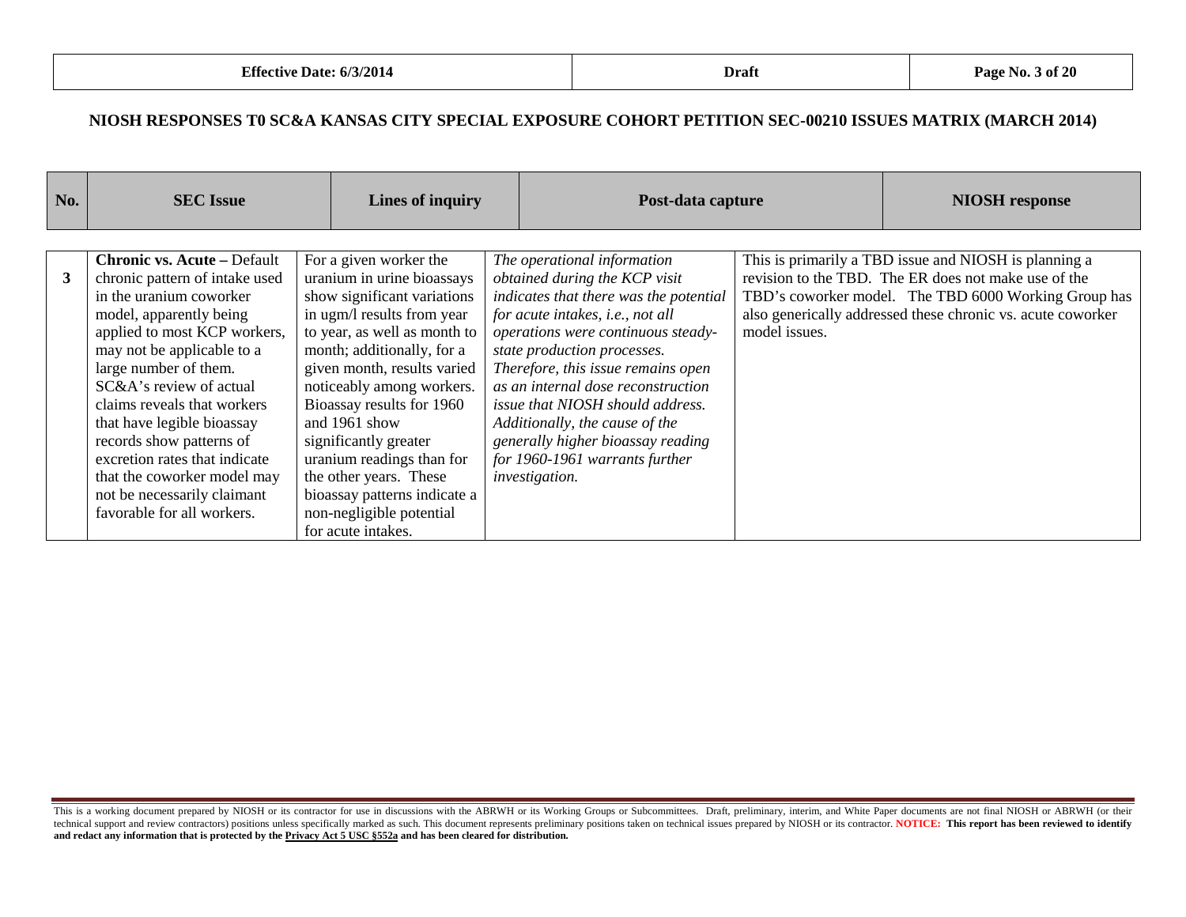## NIOSH RESPONSES T0 SC&A KANSAS CITY SPECIAL EXPOSURE COHORT PETITION SEC-00210 ISSUES MATRIX (MARCH 2014)

| No. | SEC Issue | Lines of inquiry | Post-data capture | NIOSH response |
|---|---|---|---|---|
| 3 | **Chronic vs. Acute –** Default chronic pattern of intake used in the uranium coworker model, apparently being applied to most KCP workers, may not be applicable to a large number of them. SC&A's review of actual claims reveals that workers that have legible bioassay records show patterns of excretion rates that indicate that the coworker model may not be necessarily claimant favorable for all workers. | For a given worker the uranium in urine bioassays show significant variations in ugm/l results from year to year, as well as month to month; additionally, for a given month, results varied noticeably among workers. Bioassay results for 1960 and 1961 show significantly greater uranium readings than for the other years. These bioassay patterns indicate a non-negligible potential for acute intakes. | *The operational information obtained during the KCP visit indicates that there was the potential for acute intakes, i.e., not all operations were continuous steady-state production processes. Therefore, this issue remains open as an internal dose reconstruction issue that NIOSH should address. Additionally, the cause of the generally higher bioassay reading for 1960-1961 warrants further investigation.* | This is primarily a TBD issue and NIOSH is planning a revision to the TBD. The ER does not make use of the TBD's coworker model. The TBD 6000 Working Group has also generically addressed these chronic vs. acute coworker model issues. |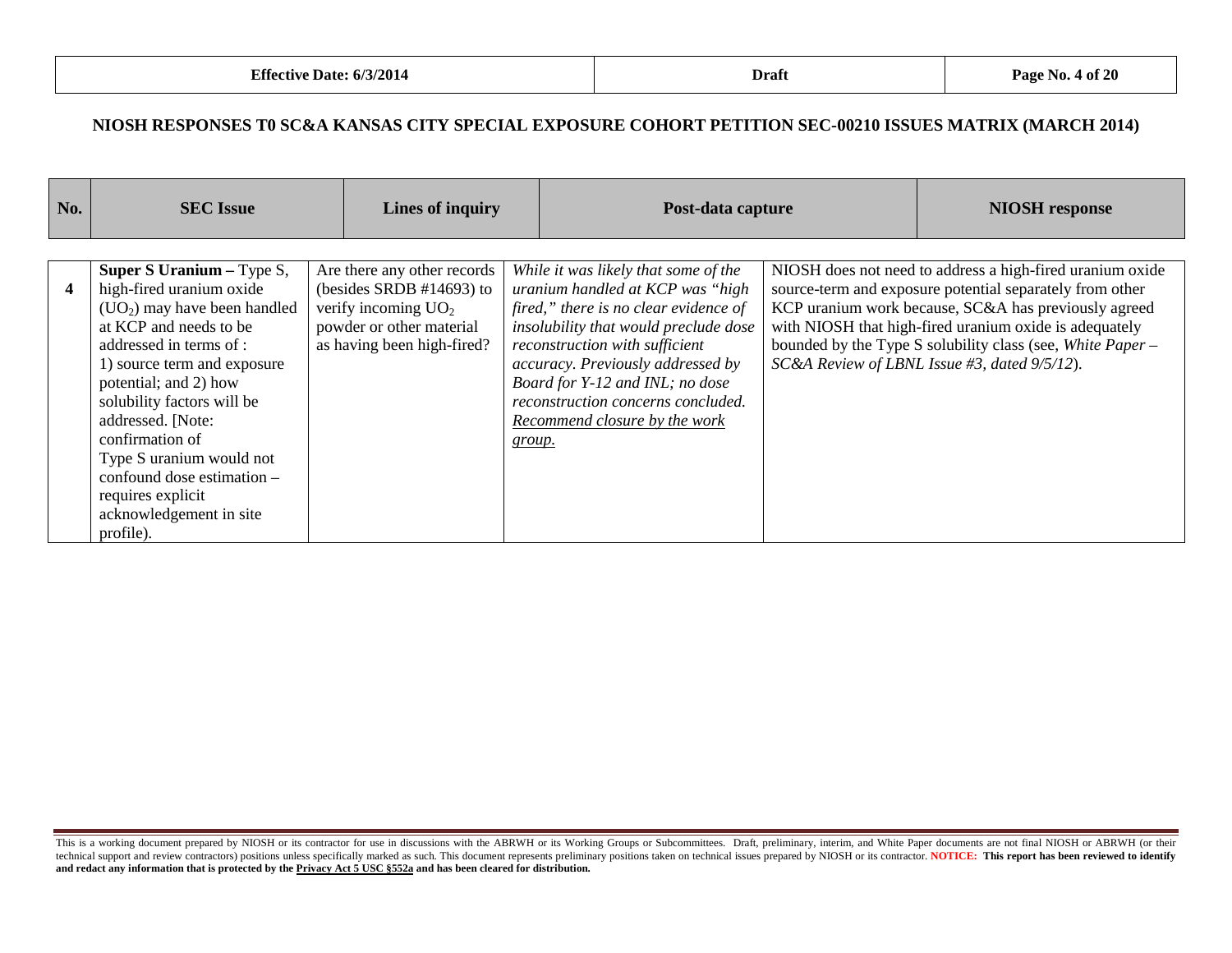## NIOSH RESPONSES T0 SC&A KANSAS CITY SPECIAL EXPOSURE COHORT PETITION SEC-00210 ISSUES MATRIX (MARCH 2014)

| No. | SEC Issue | Lines of inquiry | Post-data capture | NIOSH response |
|---|---|---|---|---|
| **4** | **Super S Uranium –** Type S, high-fired uranium oxide ($UO_2$) may have been handled at KCP and needs to be addressed in terms of : 1) source term and exposure potential; and 2) how solubility factors will be addressed. [Note: confirmation of Type S uranium would not confound dose estimation – requires explicit acknowledgement in site profile). | Are there any other records (besides SRDB #14693) to verify incoming $UO_2$ powder or other material as having been high-fired? | *While it was likely that some of the uranium handled at KCP was "high fired," there is no clear evidence of insolubility that would preclude dose reconstruction with sufficient accuracy. Previously addressed by Board for Y-12 and INL; no dose reconstruction concerns concluded.* <u>*Recommend closure by the work group.*</u> | NIOSH does not need to address a high-fired uranium oxide source-term and exposure potential separately from other KCP uranium work because, SC&A has previously agreed with NIOSH that high-fired uranium oxide is adequately bounded by the Type S solubility class (see, *White Paper – SC&A Review of LBNL Issue #3, dated 9/5/12*). |

This is a working document prepared by NIOSH or its contractor for use in discussions with the ABRWH or its Working Groups or Subcommittees. Draft, preliminary, interim, and White Paper documents are not final NIOSH or ABRWH (or their technical support and review contractors) positions unless specifically marked as such. This document represents preliminary positions taken on technical issues prepared by NIOSH or its contractor. **NOTICE: This report has been reviewed to identify and redact any information that is protected by the <u>Privacy Act 5 USC §552a</u> and has been cleared for distribution.**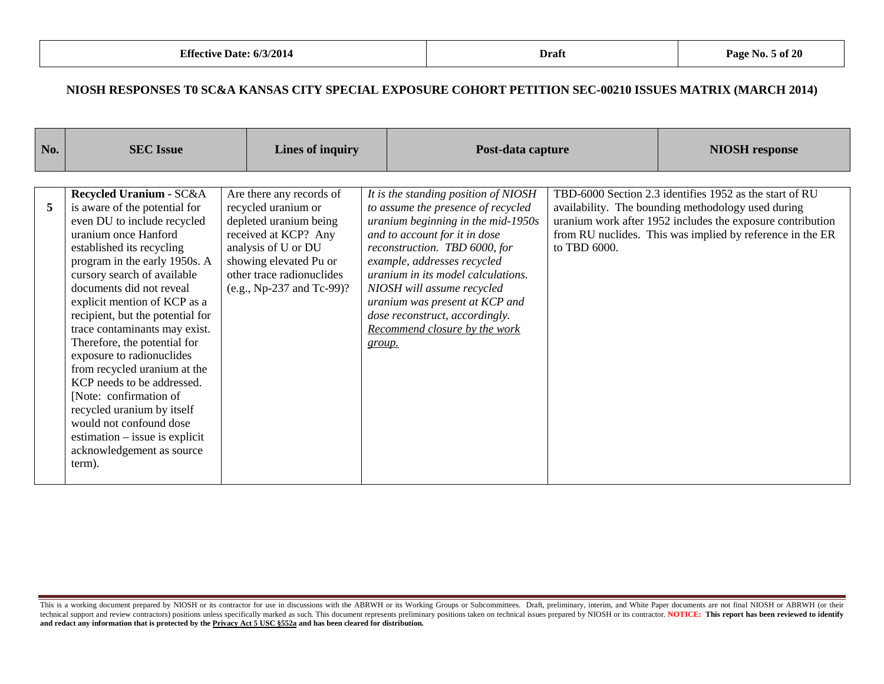## NIOSH RESPONSES T0 SC&A KANSAS CITY SPECIAL EXPOSURE COHORT PETITION SEC-00210 ISSUES MATRIX (MARCH 2014)

| No. | SEC Issue | Lines of inquiry | Post-data capture | NIOSH response |
|---|---|---|---|---|
| 5 | **Recycled Uranium -** SC&A is aware of the potential for even DU to include recycled uranium once Hanford established its recycling program in the early 1950s. A cursory search of available documents did not reveal explicit mention of KCP as a recipient, but the potential for trace contaminants may exist. Therefore, the potential for exposure to radionuclides from recycled uranium at the KCP needs to be addressed. [Note: confirmation of recycled uranium by itself would not confound dose estimation – issue is explicit acknowledgement as source term). | Are there any records of recycled uranium or depleted uranium being received at KCP? Any analysis of U or DU showing elevated Pu or other trace radionuclides (e.g., Np-237 and Tc-99)? | *It is the standing position of NIOSH to assume the presence of recycled uranium beginning in the mid-1950s and to account for it in dose reconstruction. TBD 6000, for example, addresses recycled uranium in its model calculations. NIOSH will assume recycled uranium was present at KCP and dose reconstruct, accordingly. <u>Recommend closure by the work group.</u>* | TBD-6000 Section 2.3 identifies 1952 as the start of RU availability. The bounding methodology used during uranium work after 1952 includes the exposure contribution from RU nuclides. This was implied by reference in the ER to TBD 6000. |

This is a working document prepared by NIOSH or its contractor for use in discussions with the ABRWH or its Working Groups or Subcommittees. Draft, preliminary, interim, and White Paper documents are not final NIOSH or ABRWH (or their technical support and review contractors) positions unless specifically marked as such. This document represents preliminary positions taken on technical issues prepared by NIOSH or its contractor. **NOTICE: This report has been reviewed to identify and redact any information that is protected by the <u>Privacy Act 5 USC §552a</u> and has been cleared for distribution.**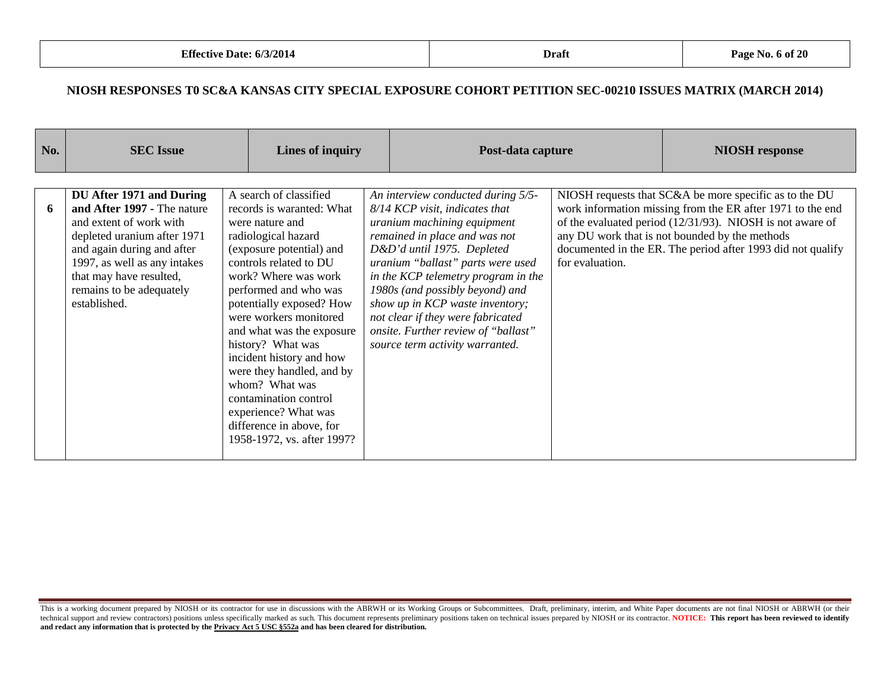## NIOSH RESPONSES T0 SC&A KANSAS CITY SPECIAL EXPOSURE COHORT PETITION SEC-00210 ISSUES MATRIX (MARCH 2014)

| No. | SEC Issue | Lines of inquiry | Post-data capture | NIOSH response |
|---|---|---|---|---|
| 6 | **DU After 1971 and During and After 1997 -** The nature and extent of work with depleted uranium after 1971 and again during and after 1997, as well as any intakes that may have resulted, remains to be adequately established. | A search of classified records is waranted: What were nature and radiological hazard (exposure potential) and controls related to DU work? Where was work performed and who was potentially exposed? How were workers monitored and what was the exposure history? What was incident history and how were they handled, and by whom? What was contamination control experience? What was difference in above, for 1958-1972, vs. after 1997? | *An interview conducted during 5/5-8/14 KCP visit, indicates that uranium machining equipment remained in place and was not D&D'd until 1975. Depleted uranium "ballast" parts were used in the KCP telemetry program in the 1980s (and possibly beyond) and show up in KCP waste inventory; not clear if they were fabricated onsite. Further review of "ballast" source term activity warranted.* | NIOSH requests that SC&A be more specific as to the DU work information missing from the ER after 1971 to the end of the evaluated period (12/31/93). NIOSH is not aware of any DU work that is not bounded by the methods documented in the ER. The period after 1993 did not qualify for evaluation. |

This is a working document prepared by NIOSH or its contractor for use in discussions with the ABRWH or its Working Groups or Subcommittees. Draft, preliminary, interim, and White Paper documents are not final NIOSH or ABRWH (or their technical support and review contractors) positions unless specifically marked as such. This document represents preliminary positions taken on technical issues prepared by NIOSH or its contractor. **NOTICE: This report has been reviewed to identify and redact any information that is protected by the Privacy Act 5 USC §552a and has been cleared for distribution.**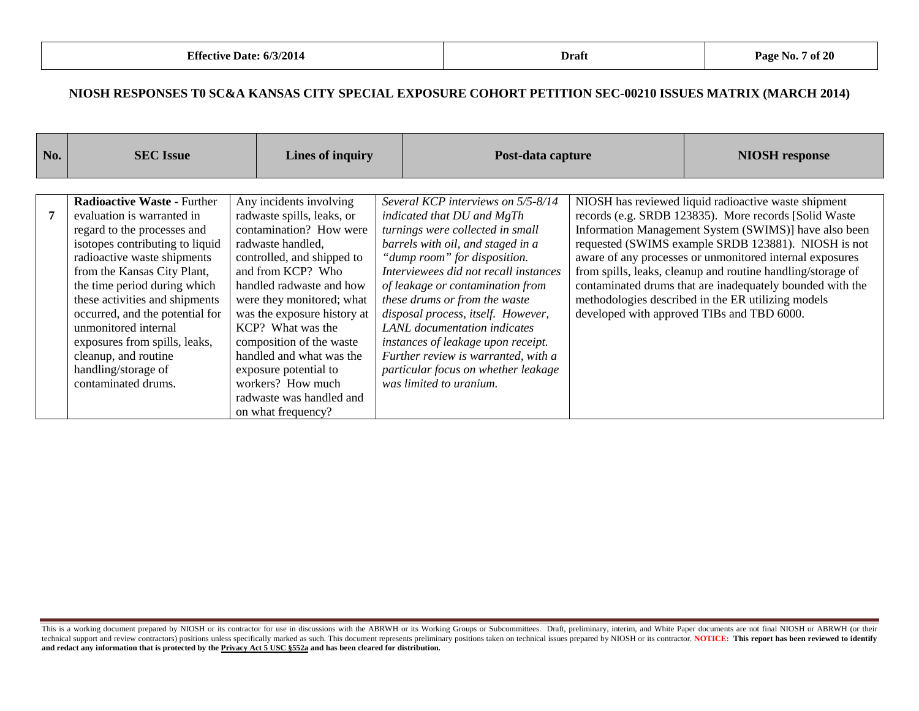## NIOSH RESPONSES T0 SC&A KANSAS CITY SPECIAL EXPOSURE COHORT PETITION SEC-00210 ISSUES MATRIX (MARCH 2014)

| No. | SEC Issue | Lines of inquiry | Post-data capture | NIOSH response |
|---|---|---|---|---|
| 7 | **Radioactive Waste -** Further evaluation is warranted in regard to the processes and isotopes contributing to liquid radioactive waste shipments from the Kansas City Plant, the time period during which these activities and shipments occurred, and the potential for unmonitored internal exposures from spills, leaks, cleanup, and routine handling/storage of contaminated drums. | Any incidents involving radwaste spills, leaks, or contamination? How were radwaste handled, controlled, and shipped to and from KCP? Who handled radwaste and how were they monitored; what was the exposure history at KCP? What was the composition of the waste handled and what was the exposure potential to workers? How much radwaste was handled and on what frequency? | *Several KCP interviews on 5/5-8/14 indicated that DU and MgTh turnings were collected in small barrels with oil, and staged in a "dump room" for disposition. Interviewees did not recall instances of leakage or contamination from these drums or from the waste disposal process, itself. However, LANL documentation indicates instances of leakage upon receipt. Further review is warranted, with a particular focus on whether leakage was limited to uranium.* | NIOSH has reviewed liquid radioactive waste shipment records (e.g. SRDB 123835). More records [Solid Waste Information Management System (SWIMS)] have also been requested (SWIMS example SRDB 123881). NIOSH is not aware of any processes or unmonitored internal exposures from spills, leaks, cleanup and routine handling/storage of contaminated drums that are inadequately bounded with the methodologies described in the ER utilizing models developed with approved TIBs and TBD 6000. |

This is a working document prepared by NIOSH or its contractor for use in discussions with the ABRWH or its Working Groups or Subcommittees. Draft, preliminary, interim, and White Paper documents are not final NIOSH or ABRWH (or their technical support and review contractors) positions unless specifically marked as such. This document represents preliminary positions taken on technical issues prepared by NIOSH or its contractor. **NOTICE: This report has been reviewed to identify and redact any information that is protected by the Privacy Act 5 USC §552a and has been cleared for distribution.**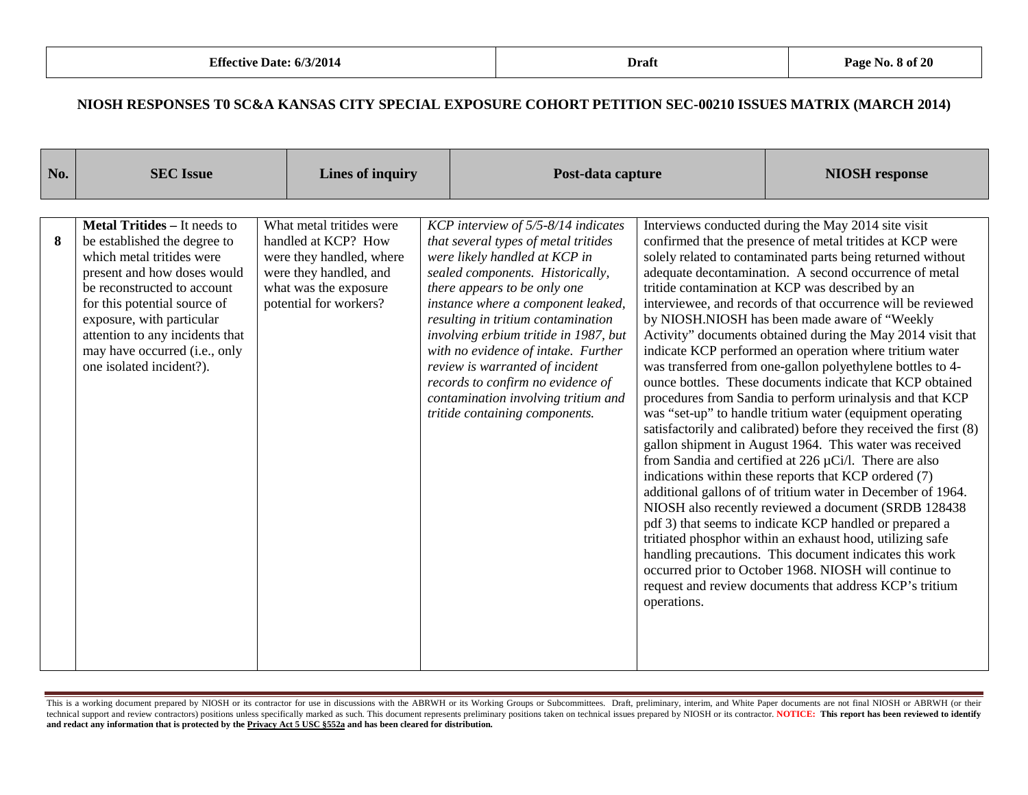## NIOSH RESPONSES T0 SC&A KANSAS CITY SPECIAL EXPOSURE COHORT PETITION SEC-00210 ISSUES MATRIX (MARCH 2014)

| No. | SEC Issue | Lines of inquiry | Post-data capture | NIOSH response |
|---|---|---|---|---|
| 8 | **Metal Tritides –** It needs to be established the degree to which metal tritides were present and how doses would be reconstructed to account for this potential source of exposure, with particular attention to any incidents that may have occurred (i.e., only one isolated incident?). | What metal tritides were handled at KCP? How were they handled, where were they handled, and what was the exposure potential for workers? | *KCP interview of 5/5-8/14 indicates that several types of metal tritides were likely handled at KCP in sealed components. Historically, there appears to be only one instance where a component leaked, resulting in tritium contamination involving erbium tritide in 1987, but with no evidence of intake. Further review is warranted of incident records to confirm no evidence of contamination involving tritium and tritide containing components.* | Interviews conducted during the May 2014 site visit confirmed that the presence of metal tritides at KCP were solely related to contaminated parts being returned without adequate decontamination. A second occurrence of metal tritide contamination at KCP was described by an interviewee, and records of that occurrence will be reviewed by NIOSH.NIOSH has been made aware of "Weekly Activity" documents obtained during the May 2014 visit that indicate KCP performed an operation where tritium water was transferred from one-gallon polyethylene bottles to 4-ounce bottles. These documents indicate that KCP obtained procedures from Sandia to perform urinalysis and that KCP was "set-up" to handle tritium water (equipment operating satisfactorily and calibrated) before they received the first (8) gallon shipment in August 1964. This water was received from Sandia and certified at 226 µCi/l. There are also indications within these reports that KCP ordered (7) additional gallons of of tritium water in December of 1964. NIOSH also recently reviewed a document (SRDB 128438 pdf 3) that seems to indicate KCP handled or prepared a tritiated phosphor within an exhaust hood, utilizing safe handling precautions. This document indicates this work occurred prior to October 1968. NIOSH will continue to request and review documents that address KCP's tritium operations. |

This is a working document prepared by NIOSH or its contractor for use in discussions with the ABRWH or its Working Groups or Subcommittees. Draft, preliminary, interim, and White Paper documents are not final NIOSH or ABRWH (or their technical support and review contractors) positions unless specifically marked as such. This document represents preliminary positions taken on technical issues prepared by NIOSH or its contractor. **NOTICE: This report has been reviewed to identify and redact any information that is protected by the Privacy Act 5 USC §552a and has been cleared for distribution.**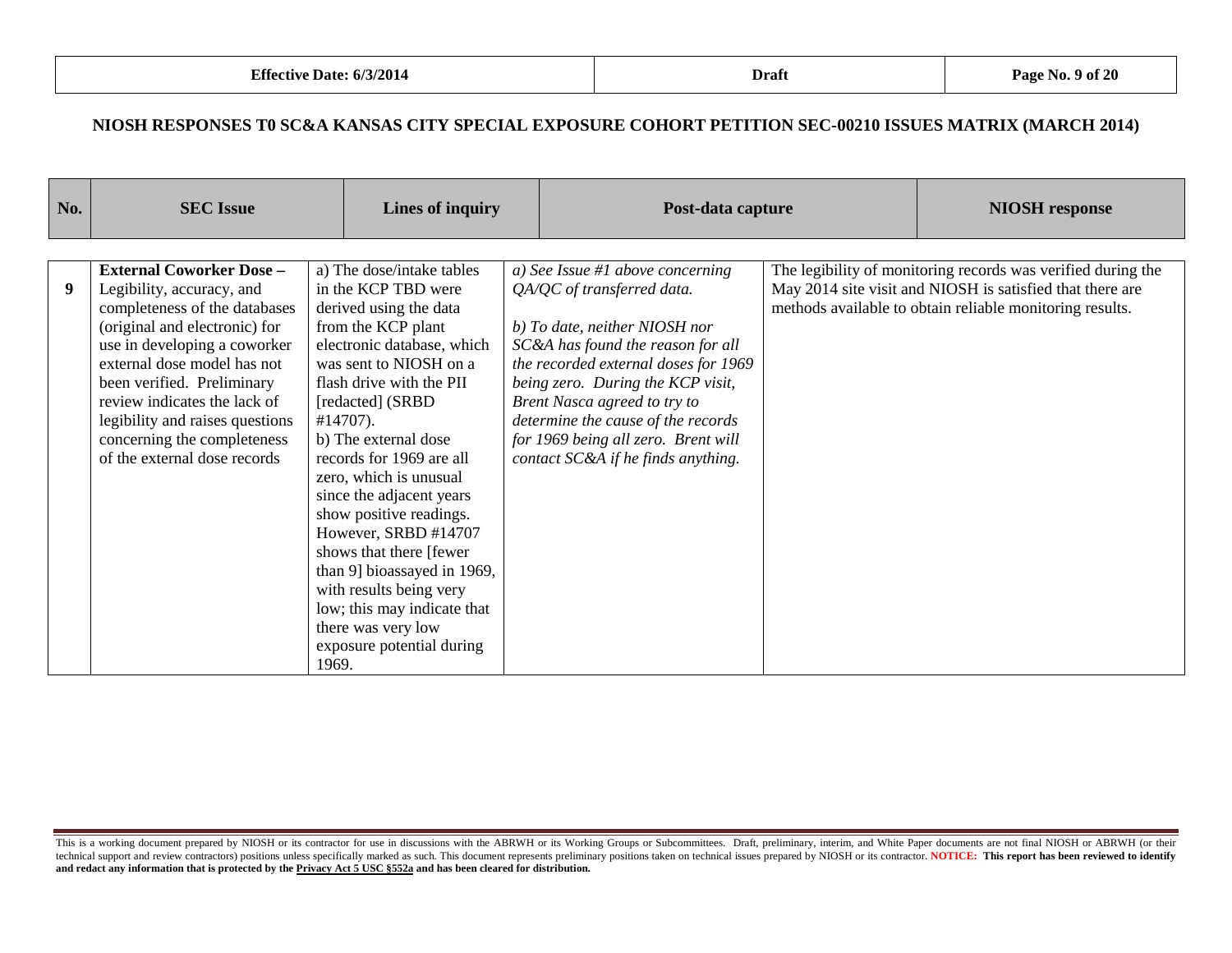## NIOSH RESPONSES T0 SC&A KANSAS CITY SPECIAL EXPOSURE COHORT PETITION SEC-00210 ISSUES MATRIX (MARCH 2014)

| No. | SEC Issue | Lines of inquiry | Post-data capture | NIOSH response |
|---|---|---|---|---|
| 9 | **External Coworker Dose –** Legibility, accuracy, and completeness of the databases (original and electronic) for use in developing a coworker external dose model has not been verified. Preliminary review indicates the lack of legibility and raises questions concerning the completeness of the external dose records | a) The dose/intake tables in the KCP TBD were derived using the data from the KCP plant electronic database, which was sent to NIOSH on a flash drive with the PII [redacted] (SRBD #14707).<br>b) The external dose records for 1969 are all zero, which is unusual since the adjacent years show positive readings. However, SRBD #14707 shows that there [fewer than 9] bioassayed in 1969, with results being very low; this may indicate that there was very low exposure potential during 1969. | *a) See Issue #1 above concerning QA/QC of transferred data.*<br><br>*b) To date, neither NIOSH nor SC&A has found the reason for all the recorded external doses for 1969 being zero. During the KCP visit, Brent Nasca agreed to try to determine the cause of the records for 1969 being all zero. Brent will contact SC&A if he finds anything.* | The legibility of monitoring records was verified during the May 2014 site visit and NIOSH is satisfied that there are methods available to obtain reliable monitoring results. |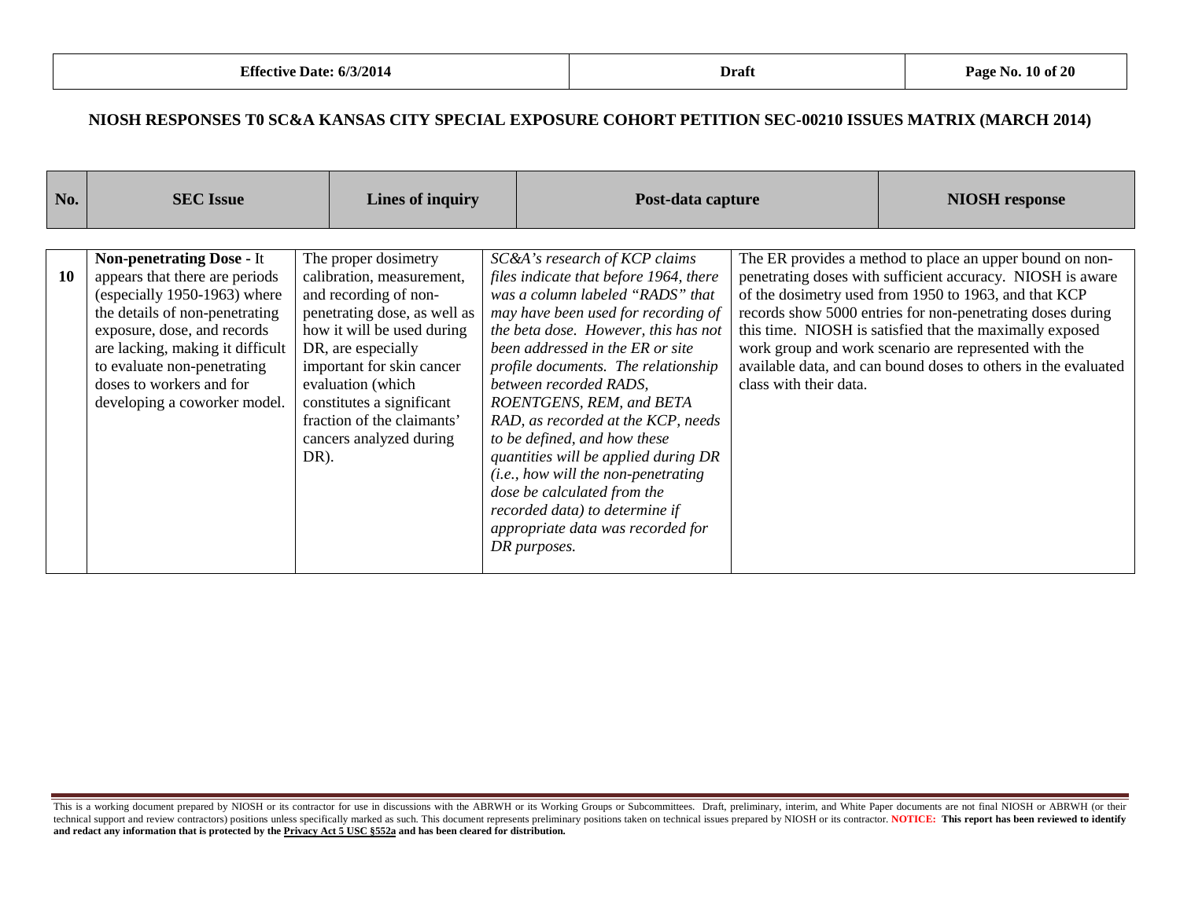## NIOSH RESPONSES T0 SC&A KANSAS CITY SPECIAL EXPOSURE COHORT PETITION SEC-00210 ISSUES MATRIX (MARCH 2014)

| No. | SEC Issue | Lines of inquiry | Post-data capture | NIOSH response |
|---|---|---|---|---|
| 10 | **Non-penetrating Dose -** It appears that there are periods (especially 1950-1963) where the details of non-penetrating exposure, dose, and records are lacking, making it difficult to evaluate non-penetrating doses to workers and for developing a coworker model. | The proper dosimetry calibration, measurement, and recording of non-penetrating dose, as well as how it will be used during DR, are especially important for skin cancer evaluation (which constitutes a significant fraction of the claimants' cancers analyzed during DR). | *SC&A's research of KCP claims files indicate that before 1964, there was a column labeled "RADS" that may have been used for recording of the beta dose. However, this has not been addressed in the ER or site profile documents. The relationship between recorded RADS, ROENTGENS, REM, and BETA RAD, as recorded at the KCP, needs to be defined, and how these quantities will be applied during DR (i.e., how will the non-penetrating dose be calculated from the recorded data) to determine if appropriate data was recorded for DR purposes.* | The ER provides a method to place an upper bound on non-penetrating doses with sufficient accuracy. NIOSH is aware of the dosimetry used from 1950 to 1963, and that KCP records show 5000 entries for non-penetrating doses during this time. NIOSH is satisfied that the maximally exposed work group and work scenario are represented with the available data, and can bound doses to others in the evaluated class with their data. |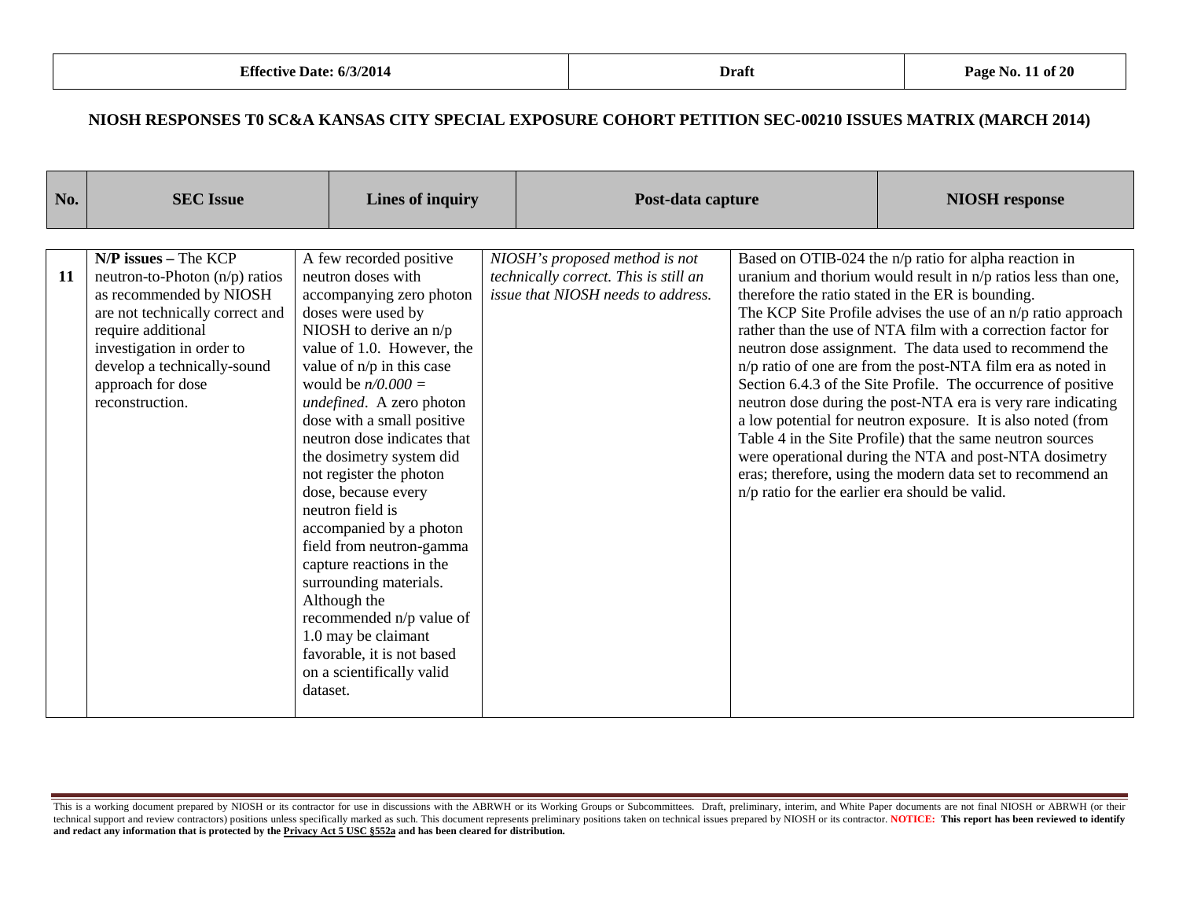## NIOSH RESPONSES T0 SC&A KANSAS CITY SPECIAL EXPOSURE COHORT PETITION SEC-00210 ISSUES MATRIX (MARCH 2014)

| No. | SEC Issue | Lines of inquiry | Post-data capture | NIOSH response |
|---|---|---|---|---|
| 11 | **N/P issues –** The KCP neutron-to-Photon (n/p) ratios as recommended by NIOSH are not technically correct and require additional investigation in order to develop a technically-sound approach for dose reconstruction. | A few recorded positive neutron doses with accompanying zero photon doses were used by NIOSH to derive an n/p value of 1.0. However, the value of n/p in this case would be *n/0.000 = undefined*. A zero photon dose with a small positive neutron dose indicates that the dosimetry system did not register the photon dose, because every neutron field is accompanied by a photon field from neutron-gamma capture reactions in the surrounding materials. Although the recommended n/p value of 1.0 may be claimant favorable, it is not based on a scientifically valid dataset. | *NIOSH's proposed method is not technically correct. This is still an issue that NIOSH needs to address.* | Based on OTIB-024 the n/p ratio for alpha reaction in uranium and thorium would result in n/p ratios less than one, therefore the ratio stated in the ER is bounding.<br>The KCP Site Profile advises the use of an n/p ratio approach rather than the use of NTA film with a correction factor for neutron dose assignment. The data used to recommend the n/p ratio of one are from the post-NTA film era as noted in Section 6.4.3 of the Site Profile. The occurrence of positive neutron dose during the post-NTA era is very rare indicating a low potential for neutron exposure. It is also noted (from Table 4 in the Site Profile) that the same neutron sources were operational during the NTA and post-NTA dosimetry eras; therefore, using the modern data set to recommend an n/p ratio for the earlier era should be valid. |

This is a working document prepared by NIOSH or its contractor for use in discussions with the ABRWH or its Working Groups or Subcommittees. Draft, preliminary, interim, and White Paper documents are not final NIOSH or ABRWH (or their technical support and review contractors) positions unless specifically marked as such. This document represents preliminary positions taken on technical issues prepared by NIOSH or its contractor. **NOTICE: This report has been reviewed to identify and redact any information that is protected by the Privacy Act 5 USC §552a and has been cleared for distribution.**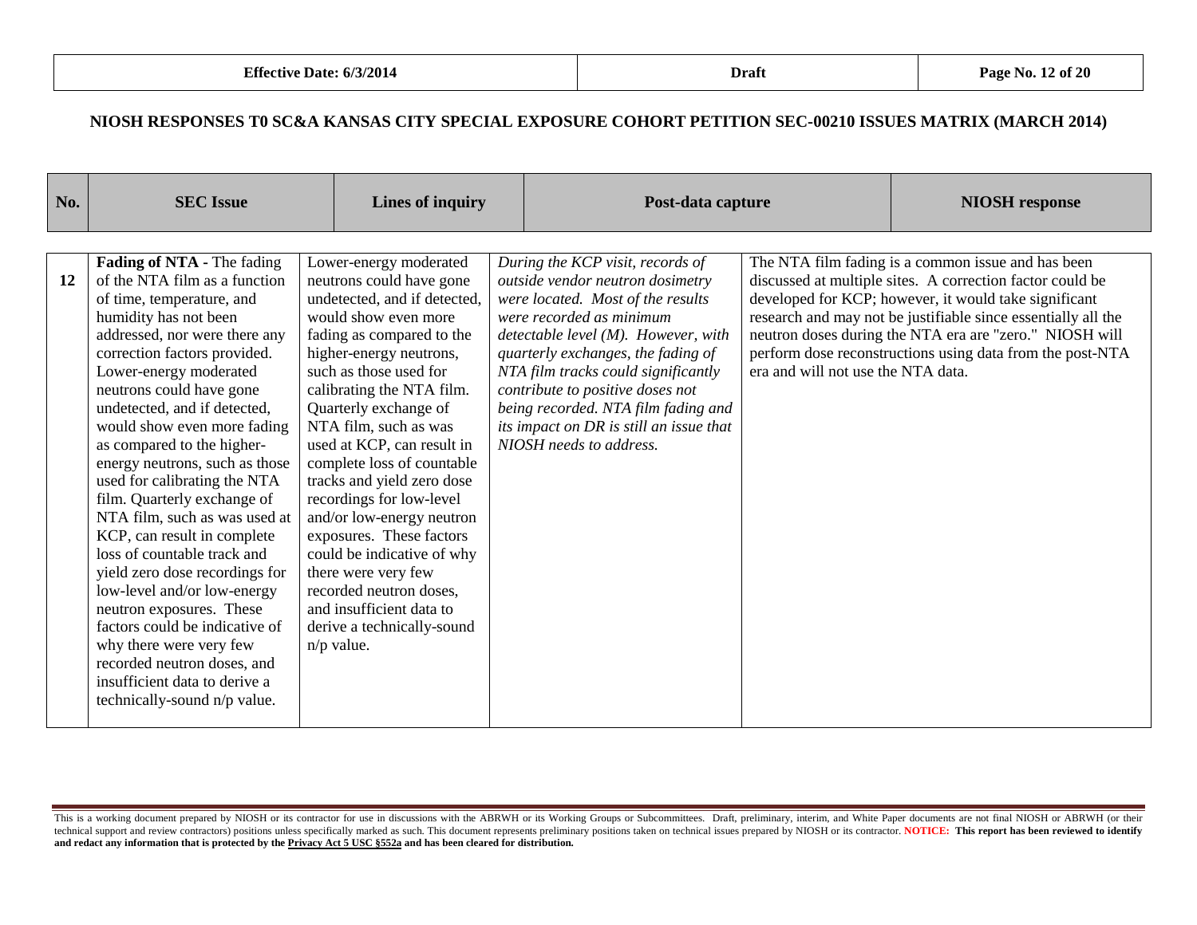## NIOSH RESPONSES T0 SC&A KANSAS CITY SPECIAL EXPOSURE COHORT PETITION SEC-00210 ISSUES MATRIX (MARCH 2014)

| No. | SEC Issue | Lines of inquiry | Post-data capture | NIOSH response |
|---|---|---|---|---|
| 12 | **Fading of NTA** - The fading of the NTA film as a function of time, temperature, and humidity has not been addressed, nor were there any correction factors provided. Lower-energy moderated neutrons could have gone undetected, and if detected, would show even more fading as compared to the higher-energy neutrons, such as those used for calibrating the NTA film. Quarterly exchange of NTA film, such as was used at KCP, can result in complete loss of countable track and yield zero dose recordings for low-level and/or low-energy neutron exposures. These factors could be indicative of why there were very few recorded neutron doses, and insufficient data to derive a technically-sound n/p value. | Lower-energy moderated neutrons could have gone undetected, and if detected, would show even more fading as compared to the higher-energy neutrons, such as those used for calibrating the NTA film. Quarterly exchange of NTA film, such as was used at KCP, can result in complete loss of countable tracks and yield zero dose recordings for low-level and/or low-energy neutron exposures. These factors could be indicative of why there were very few recorded neutron doses, and insufficient data to derive a technically-sound n/p value. | *During the KCP visit, records of outside vendor neutron dosimetry were located. Most of the results were recorded as minimum detectable level (M). However, with quarterly exchanges, the fading of NTA film tracks could significantly contribute to positive doses not being recorded. NTA film fading and its impact on DR is still an issue that NIOSH needs to address.* | The NTA film fading is a common issue and has been discussed at multiple sites. A correction factor could be developed for KCP; however, it would take significant research and may not be justifiable since essentially all the neutron doses during the NTA era are "zero." NIOSH will perform dose reconstructions using data from the post-NTA era and will not use the NTA data. |

This is a working document prepared by NIOSH or its contractor for use in discussions with the ABRWH or its Working Groups or Subcommittees. Draft, preliminary, interim, and White Paper documents are not final NIOSH or ABRWH (or their technical support and review contractors) positions unless specifically marked as such. This document represents preliminary positions taken on technical issues prepared by NIOSH or its contractor. **NOTICE: This report has been reviewed to identify and redact any information that is protected by the Privacy Act 5 USC §552a and has been cleared for distribution.**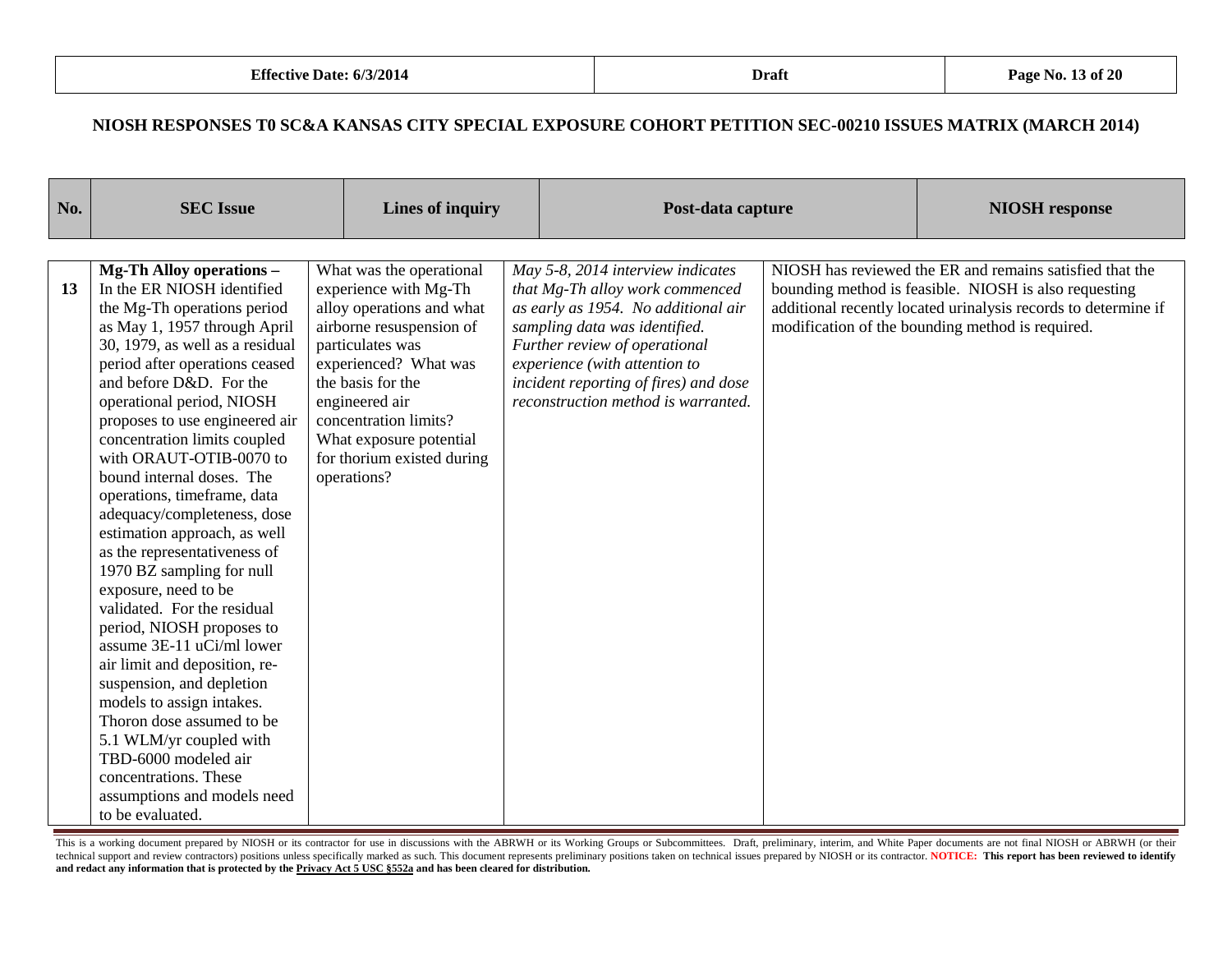**NIOSH RESPONSES T0 SC&A KANSAS CITY SPECIAL EXPOSURE COHORT PETITION SEC-00210 ISSUES MATRIX (MARCH 2014)**

| No. | SEC Issue | Lines of inquiry | Post-data capture | NIOSH response |
|---|---|---|---|---|
| 13 | **Mg-Th Alloy operations –** In the ER NIOSH identified the Mg-Th operations period as May 1, 1957 through April 30, 1979, as well as a residual period after operations ceased and before D&D. For the operational period, NIOSH proposes to use engineered air concentration limits coupled with ORAUT-OTIB-0070 to bound internal doses. The operations, timeframe, data adequacy/completeness, dose estimation approach, as well as the representativeness of 1970 BZ sampling for null exposure, need to be validated. For the residual period, NIOSH proposes to assume 3E-11 uCi/ml lower air limit and deposition, re-suspension, and depletion models to assign intakes. Thoron dose assumed to be 5.1 WLM/yr coupled with TBD-6000 modeled air concentrations. These assumptions and models need to be evaluated. | What was the operational experience with Mg-Th alloy operations and what airborne resuspension of particulates was experienced? What was the basis for the engineered air concentration limits? What exposure potential for thorium existed during operations? | *May 5-8, 2014 interview indicates that Mg-Th alloy work commenced as early as 1954. No additional air sampling data was identified. Further review of operational experience (with attention to incident reporting of fires) and dose reconstruction method is warranted.* | NIOSH has reviewed the ER and remains satisfied that the bounding method is feasible. NIOSH is also requesting additional recently located urinalysis records to determine if modification of the bounding method is required. |

This is a working document prepared by NIOSH or its contractor for use in discussions with the ABRWH or its Working Groups or Subcommittees. Draft, preliminary, interim, and White Paper documents are not final NIOSH or ABRWH (or their technical support and review contractors) positions unless specifically marked as such. This document represents preliminary positions taken on technical issues prepared by NIOSH or its contractor. **NOTICE: This report has been reviewed to identify and redact any information that is protected by the Privacy Act 5 USC §552a and has been cleared for distribution.**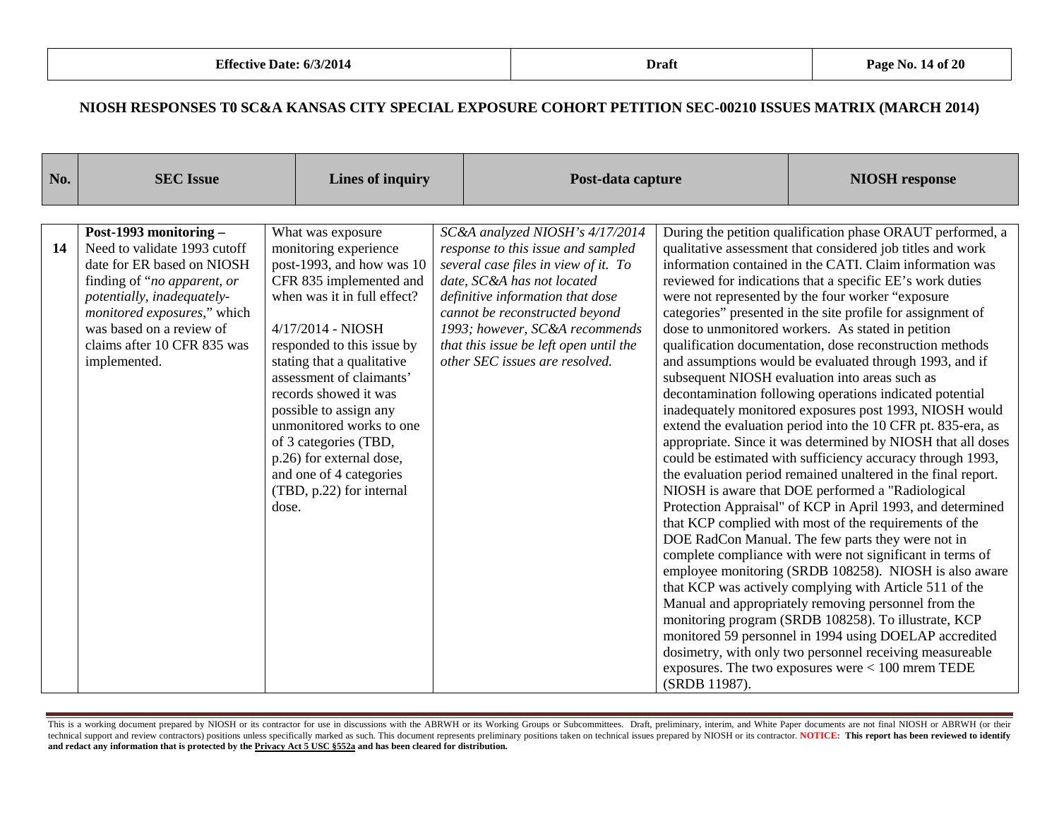## NIOSH RESPONSES T0 SC&A KANSAS CITY SPECIAL EXPOSURE COHORT PETITION SEC-00210 ISSUES MATRIX (MARCH 2014)

| No. | SEC Issue | Lines of inquiry | Post-data capture | NIOSH response |
|---|---|---|---|---|
| 14 | **Post-1993 monitoring –** Need to validate 1993 cutoff date for ER based on NIOSH finding of "*no apparent, or potentially, inadequately-monitored exposures*," which was based on a review of claims after 10 CFR 835 was implemented. | What was exposure monitoring experience post-1993, and how was 10 CFR 835 implemented and when was it in full effect?<br><br>4/17/2014 - NIOSH responded to this issue by stating that a qualitative assessment of claimants' records showed it was possible to assign any unmonitored works to one of 3 categories (TBD, p.26) for external dose, and one of 4 categories (TBD, p.22) for internal dose. | *SC&A analyzed NIOSH's 4/17/2014 response to this issue and sampled several case files in view of it. To date, SC&A has not located definitive information that dose cannot be reconstructed beyond 1993; however, SC&A recommends that this issue be left open until the other SEC issues are resolved.* | During the petition qualification phase ORAUT performed, a qualitative assessment that considered job titles and work information contained in the CATI. Claim information was reviewed for indications that a specific EE's work duties were not represented by the four worker "exposure categories" presented in the site profile for assignment of dose to unmonitored workers. As stated in petition qualification documentation, dose reconstruction methods and assumptions would be evaluated through 1993, and if subsequent NIOSH evaluation into areas such as decontamination following operations indicated potential inadequately monitored exposures post 1993, NIOSH would extend the evaluation period into the 10 CFR pt. 835-era, as appropriate. Since it was determined by NIOSH that all doses could be estimated with sufficiency accuracy through 1993, the evaluation period remained unaltered in the final report. NIOSH is aware that DOE performed a "Radiological Protection Appraisal" of KCP in April 1993, and determined that KCP complied with most of the requirements of the DOE RadCon Manual. The few parts they were not in complete compliance with were not significant in terms of employee monitoring (SRDB 108258). NIOSH is also aware that KCP was actively complying with Article 511 of the Manual and appropriately removing personnel from the monitoring program (SRDB 108258). To illustrate, KCP monitored 59 personnel in 1994 using DOELAP accredited dosimetry, with only two personnel receiving measureable exposures. The two exposures were < 100 mrem TEDE (SRDB 11987). |

This is a working document prepared by NIOSH or its contractor for use in discussions with the ABRWH or its Working Groups or Subcommittees. Draft, preliminary, interim, and White Paper documents are not final NIOSH or ABRWH (or their technical support and review contractors) positions unless specifically marked as such. This document represents preliminary positions taken on technical issues prepared by NIOSH or its contractor. **NOTICE: This report has been reviewed to identify and redact any information that is protected by the Privacy Act 5 USC §552a and has been cleared for distribution.**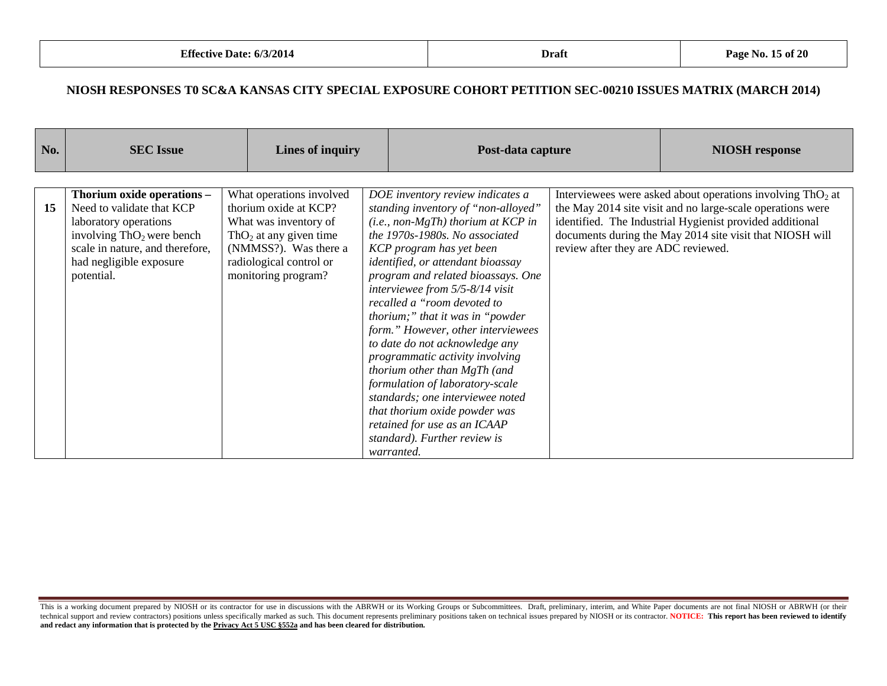**NIOSH RESPONSES T0 SC&A KANSAS CITY SPECIAL EXPOSURE COHORT PETITION SEC-00210 ISSUES MATRIX (MARCH 2014)**

| No. | SEC Issue | Lines of inquiry | Post-data capture | NIOSH response |
|---|---|---|---|---|
| 15 | **Thorium oxide operations –** Need to validate that KCP laboratory operations involving $ThO_2$ were bench scale in nature, and therefore, had negligible exposure potential. | What operations involved thorium oxide at KCP? What was inventory of $ThO_2$ at any given time (NMMSS?). Was there a radiological control or monitoring program? | *DOE inventory review indicates a standing inventory of "non-alloyed" (i.e., non-MgTh) thorium at KCP in the 1970s-1980s. No associated KCP program has yet been identified, or attendant bioassay program and related bioassays. One interviewee from 5/5-8/14 visit recalled a "room devoted to thorium;" that it was in "powder form." However, other interviewees to date do not acknowledge any programmatic activity involving thorium other than MgTh (and formulation of laboratory-scale standards; one interviewee noted that thorium oxide powder was retained for use as an ICAAP standard). Further review is warranted.* | Interviewees were asked about operations involving $ThO_2$ at the May 2014 site visit and no large-scale operations were identified. The Industrial Hygienist provided additional documents during the May 2014 site visit that NIOSH will review after they are ADC reviewed. |

This is a working document prepared by NIOSH or its contractor for use in discussions with the ABRWH or its Working Groups or Subcommittees. Draft, preliminary, interim, and White Paper documents are not final NIOSH or ABRWH (or their technical support and review contractors) positions unless specifically marked as such. This document represents preliminary positions taken on technical issues prepared by NIOSH or its contractor. **NOTICE: This report has been reviewed to identify and redact any information that is protected by the Privacy Act 5 USC §552a and has been cleared for distribution.**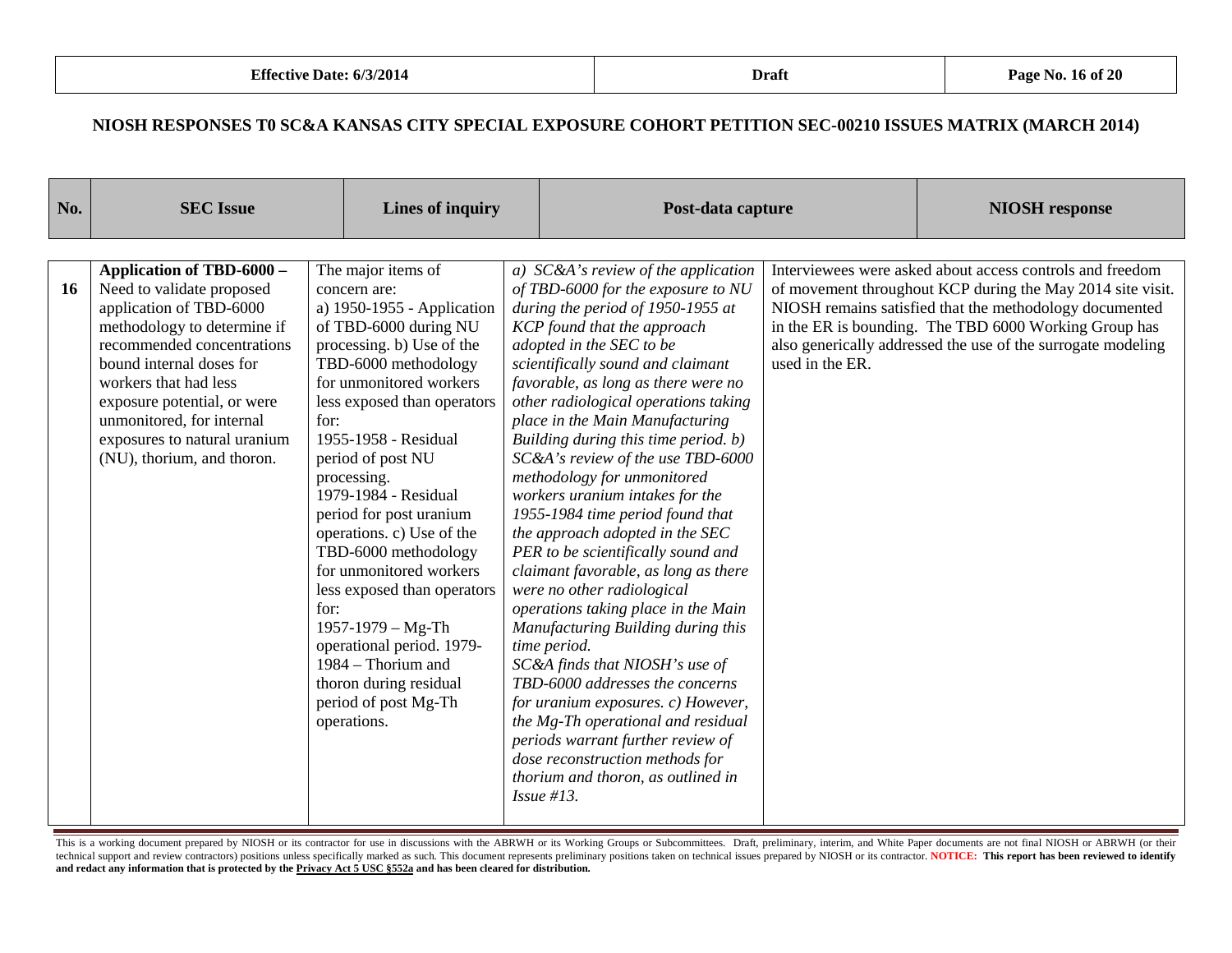## NIOSH RESPONSES T0 SC&A KANSAS CITY SPECIAL EXPOSURE COHORT PETITION SEC-00210 ISSUES MATRIX (MARCH 2014)

| No. | SEC Issue | Lines of inquiry | Post-data capture | NIOSH response |
|---|---|---|---|---|
| 16 | **Application of TBD-6000 –** Need to validate proposed application of TBD-6000 methodology to determine if recommended concentrations bound internal doses for workers that had less exposure potential, or were unmonitored, for internal exposures to natural uranium (NU), thorium, and thoron. | The major items of concern are:<br>a) 1950-1955 - Application of TBD-6000 during NU processing. b) Use of the TBD-6000 methodology for unmonitored workers less exposed than operators for:<br>1955-1958 - Residual period of post NU processing.<br>1979-1984 - Residual period for post uranium operations. c) Use of the TBD-6000 methodology for unmonitored workers less exposed than operators for:<br>1957-1979 – Mg-Th operational period. 1979-1984 – Thorium and thoron during residual period of post Mg-Th operations. | *a) SC&A's review of the application of TBD-6000 for the exposure to NU during the period of 1950-1955 at KCP found that the approach adopted in the SEC to be scientifically sound and claimant favorable, as long as there were no other radiological operations taking place in the Main Manufacturing Building during this time period. b) SC&A's review of the use TBD-6000 methodology for unmonitored workers uranium intakes for the 1955-1984 time period found that the approach adopted in the SEC PER to be scientifically sound and claimant favorable, as long as there were no other radiological operations taking place in the Main Manufacturing Building during this time period.*<br>*SC&A finds that NIOSH's use of TBD-6000 addresses the concerns for uranium exposures. c) However, the Mg-Th operational and residual periods warrant further review of dose reconstruction methods for thorium and thoron, as outlined in Issue #13.* | Interviewees were asked about access controls and freedom of movement throughout KCP during the May 2014 site visit. NIOSH remains satisfied that the methodology documented in the ER is bounding. The TBD 6000 Working Group has also generically addressed the use of the surrogate modeling used in the ER. |

This is a working document prepared by NIOSH or its contractor for use in discussions with the ABRWH or its Working Groups or Subcommittees. Draft, preliminary, interim, and White Paper documents are not final NIOSH or ABRWH (or their technical support and review contractors) positions unless specifically marked as such. This document represents preliminary positions taken on technical issues prepared by NIOSH or its contractor. **NOTICE: This report has been reviewed to identify and redact any information that is protected by the Privacy Act 5 USC §552a and has been cleared for distribution.**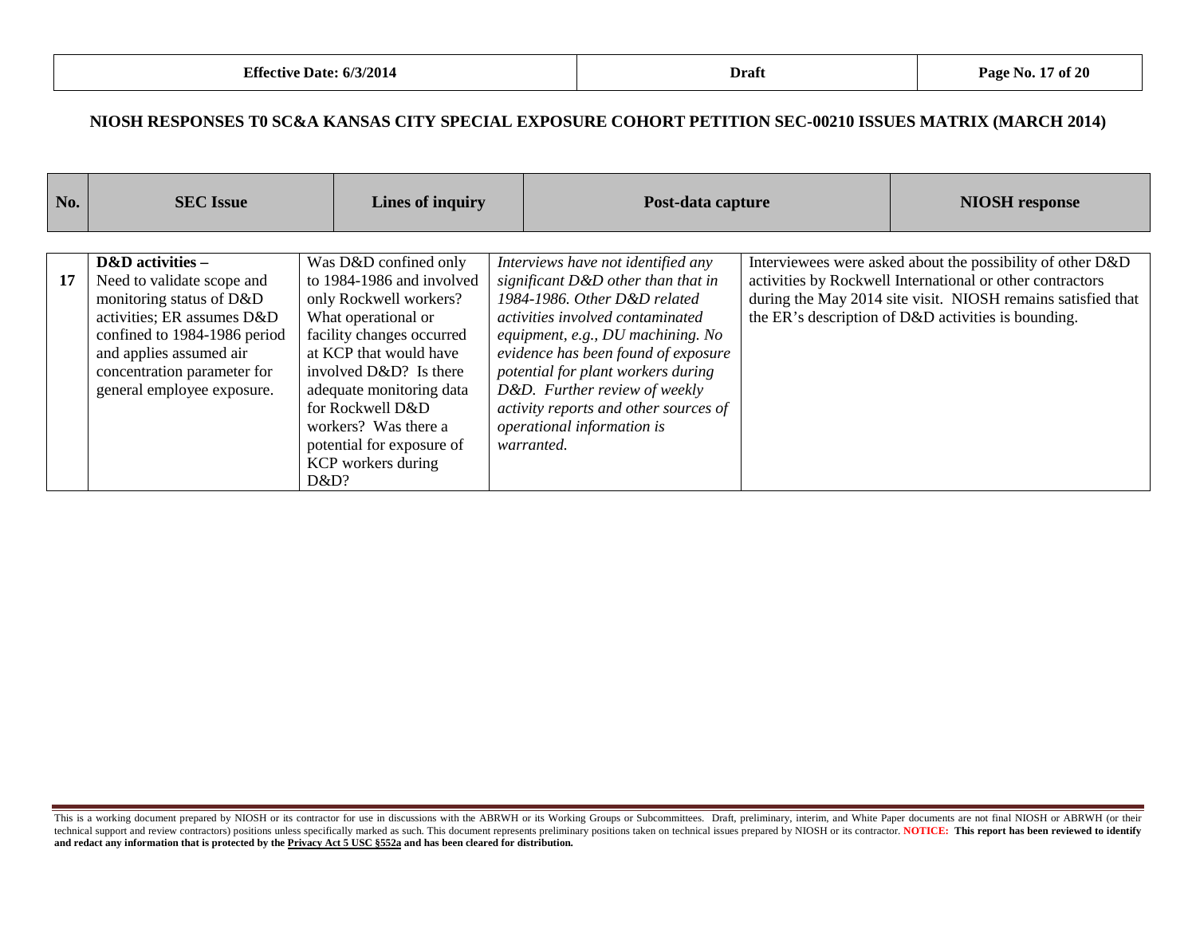## NIOSH RESPONSES T0 SC&A KANSAS CITY SPECIAL EXPOSURE COHORT PETITION SEC-00210 ISSUES MATRIX (MARCH 2014)

| No. | SEC Issue | Lines of inquiry | Post-data capture | NIOSH response |
|---|---|---|---|---|
| 17 | **D&D activities –** Need to validate scope and monitoring status of D&D activities; ER assumes D&D confined to 1984-1986 period and applies assumed air concentration parameter for general employee exposure. | Was D&D confined only to 1984-1986 and involved only Rockwell workers? What operational or facility changes occurred at KCP that would have involved D&D? Is there adequate monitoring data for Rockwell D&D workers? Was there a potential for exposure of KCP workers during D&D? | *Interviews have not identified any significant D&D other than that in 1984-1986. Other D&D related activities involved contaminated equipment, e.g., DU machining. No evidence has been found of exposure potential for plant workers during D&D. Further review of weekly activity reports and other sources of operational information is warranted.* | Interviewees were asked about the possibility of other D&D activities by Rockwell International or other contractors during the May 2014 site visit. NIOSH remains satisfied that the ER's description of D&D activities is bounding. |

This is a working document prepared by NIOSH or its contractor for use in discussions with the ABRWH or its Working Groups or Subcommittees. Draft, preliminary, interim, and White Paper documents are not final NIOSH or ABRWH (or their technical support and review contractors) positions unless specifically marked as such. This document represents preliminary positions taken on technical issues prepared by NIOSH or its contractor. **NOTICE: This report has been reviewed to identify and redact any information that is protected by the Privacy Act 5 USC §552a and has been cleared for distribution.**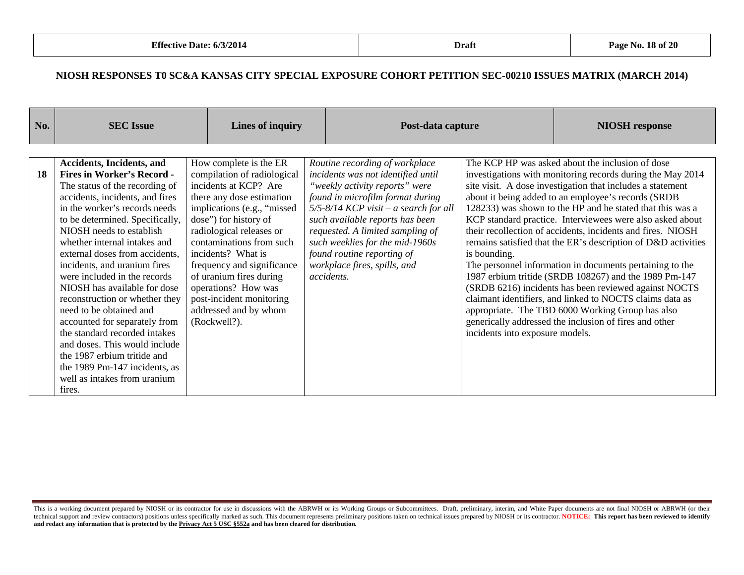## NIOSH RESPONSES T0 SC&A KANSAS CITY SPECIAL EXPOSURE COHORT PETITION SEC-00210 ISSUES MATRIX (MARCH 2014)

| No. | SEC Issue | Lines of inquiry | Post-data capture | NIOSH response |
|---|---|---|---|---|
| 18 | **Accidents, Incidents, and Fires in Worker's Record -** The status of the recording of accidents, incidents, and fires in the worker's records needs to be determined. Specifically, NIOSH needs to establish whether internal intakes and external doses from accidents, incidents, and uranium fires were included in the records NIOSH has available for dose reconstruction or whether they need to be obtained and accounted for separately from the standard recorded intakes and doses. This would include the 1987 erbium tritide and the 1989 Pm-147 incidents, as well as intakes from uranium fires. | How complete is the ER compilation of radiological incidents at KCP? Are there any dose estimation implications (e.g., "missed dose") for history of radiological releases or contaminations from such incidents? What is frequency and significance of uranium fires during operations? How was post-incident monitoring addressed and by whom (Rockwell?). | *Routine recording of workplace incidents was not identified until "weekly activity reports" were found in microfilm format during 5/5-8/14 KCP visit – a search for all such available reports has been requested. A limited sampling of such weeklies for the mid-1960s found routine reporting of workplace fires, spills, and accidents.* | The KCP HP was asked about the inclusion of dose investigations with monitoring records during the May 2014 site visit. A dose investigation that includes a statement about it being added to an employee's records (SRDB 128233) was shown to the HP and he stated that this was a KCP standard practice. Interviewees were also asked about their recollection of accidents, incidents and fires. NIOSH remains satisfied that the ER's description of D&D activities is bounding.<br>The personnel information in documents pertaining to the 1987 erbium tritide (SRDB 108267) and the 1989 Pm-147 (SRDB 6216) incidents has been reviewed against NOCTS claimant identifiers, and linked to NOCTS claims data as appropriate. The TBD 6000 Working Group has also generically addressed the inclusion of fires and other incidents into exposure models. |

This is a working document prepared by NIOSH or its contractor for use in discussions with the ABRWH or its Working Groups or Subcommittees. Draft, preliminary, interim, and White Paper documents are not final NIOSH or ABRWH (or their technical support and review contractors) positions unless specifically marked as such. This document represents preliminary positions taken on technical issues prepared by NIOSH or its contractor. **NOTICE: This report has been reviewed to identify and redact any information that is protected by the Privacy Act 5 USC §552a and has been cleared for distribution.**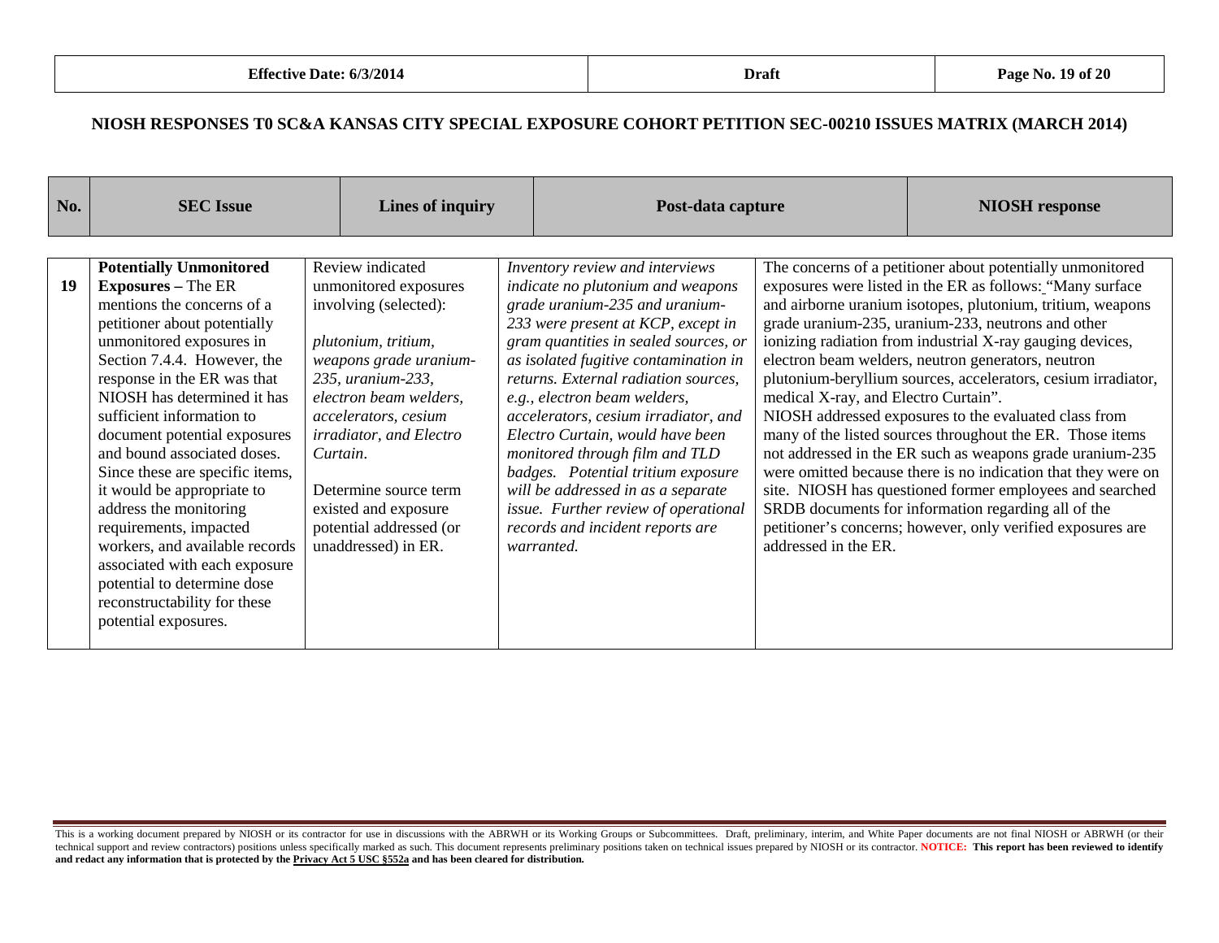**NIOSH RESPONSES T0 SC&A KANSAS CITY SPECIAL EXPOSURE COHORT PETITION SEC-00210 ISSUES MATRIX (MARCH 2014)**

| No. | SEC Issue | Lines of inquiry | Post-data capture | NIOSH response |
|---|---|---|---|---|
| 19 | **Potentially Unmonitored Exposures –** The ER mentions the concerns of a petitioner about potentially unmonitored exposures in Section 7.4.4. However, the response in the ER was that NIOSH has determined it has sufficient information to document potential exposures and bound associated doses. Since these are specific items, it would be appropriate to address the monitoring requirements, impacted workers, and available records associated with each exposure potential to determine dose reconstructability for these potential exposures. | Review indicated unmonitored exposures involving (selected): *plutonium, tritium, weapons grade uranium-235, uranium-233, electron beam welders, accelerators, cesium irradiator, and Electro Curtain*. Determine source term existed and exposure potential addressed (or unaddressed) in ER. | *Inventory review and interviews indicate no plutonium and weapons grade uranium-235 and uranium-233 were present at KCP, except in gram quantities in sealed sources, or as isolated fugitive contamination in returns. External radiation sources, e.g., electron beam welders, accelerators, cesium irradiator, and Electro Curtain, would have been monitored through film and TLD badges. Potential tritium exposure will be addressed in as a separate issue. Further review of operational records and incident reports are warranted.* | The concerns of a petitioner about potentially unmonitored exposures were listed in the ER as follows: "Many surface and airborne uranium isotopes, plutonium, tritium, weapons grade uranium-235, uranium-233, neutrons and other ionizing radiation from industrial X-ray gauging devices, electron beam welders, neutron generators, neutron plutonium-beryllium sources, accelerators, cesium irradiator, medical X-ray, and Electro Curtain". NIOSH addressed exposures to the evaluated class from many of the listed sources throughout the ER. Those items not addressed in the ER such as weapons grade uranium-235 were omitted because there is no indication that they were on site. NIOSH has questioned former employees and searched SRDB documents for information regarding all of the petitioner's concerns; however, only verified exposures are addressed in the ER. |

This is a working document prepared by NIOSH or its contractor for use in discussions with the ABRWH or its Working Groups or Subcommittees. Draft, preliminary, interim, and White Paper documents are not final NIOSH or ABRWH (or their technical support and review contractors) positions unless specifically marked as such. This document represents preliminary positions taken on technical issues prepared by NIOSH or its contractor. **NOTICE: This report has been reviewed to identify and redact any information that is protected by the Privacy Act 5 USC §552a and has been cleared for distribution.**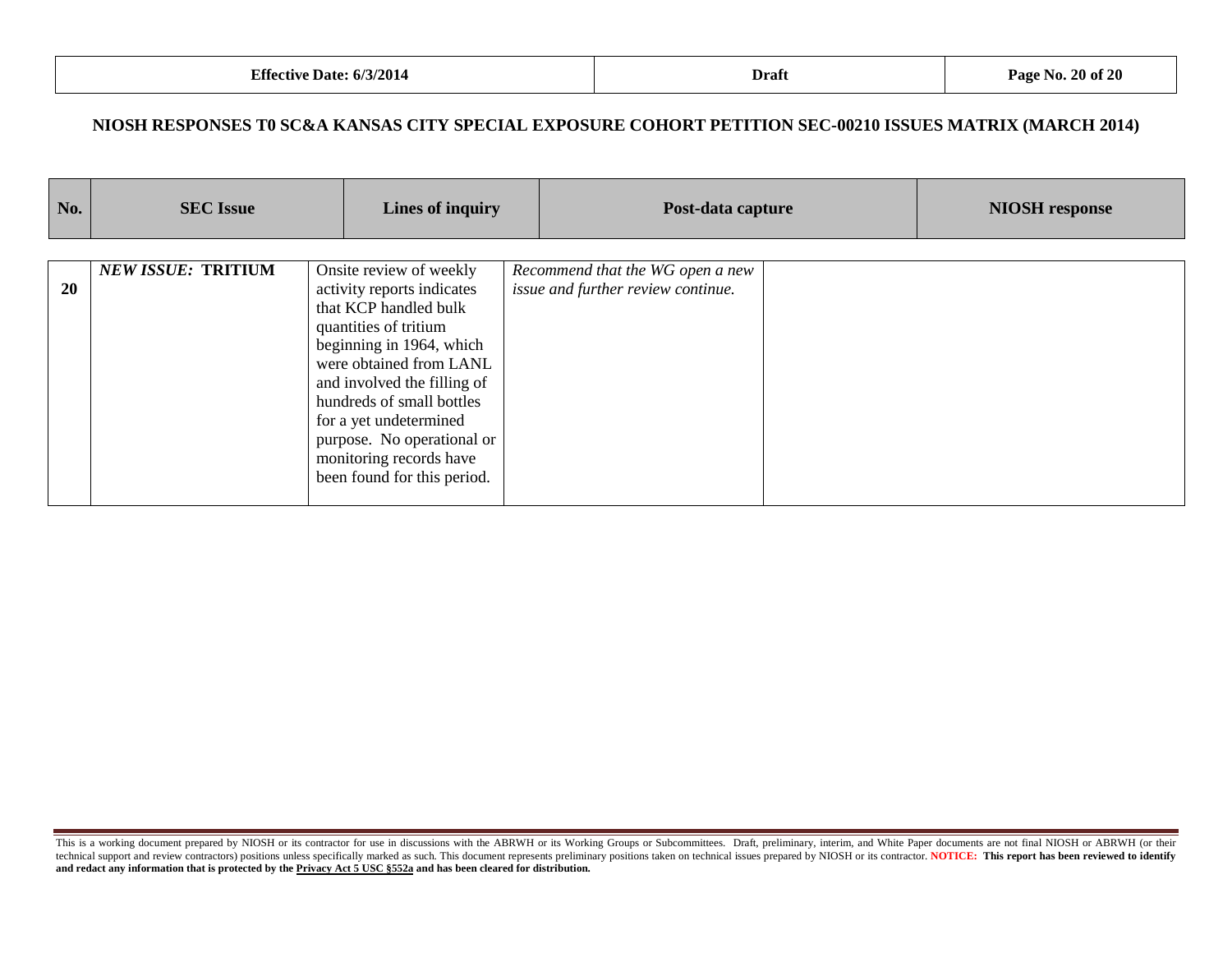## NIOSH RESPONSES T0 SC&A KANSAS CITY SPECIAL EXPOSURE COHORT PETITION SEC-00210 ISSUES MATRIX (MARCH 2014)

| No. | SEC Issue | Lines of inquiry | Post-data capture | NIOSH response |
|---|---|---|---|---|
| 20 | ***NEW ISSUE: TRITIUM*** | Onsite review of weekly activity reports indicates that KCP handled bulk quantities of tritium beginning in 1964, which were obtained from LANL and involved the filling of hundreds of small bottles for a yet undetermined purpose. No operational or monitoring records have been found for this period. | *Recommend that the WG open a new issue and further review continue.* | |

This is a working document prepared by NIOSH or its contractor for use in discussions with the ABRWH or its Working Groups or Subcommittees. Draft, preliminary, interim, and White Paper documents are not final NIOSH or ABRWH (or their technical support and review contractors) positions unless specifically marked as such. This document represents preliminary positions taken on technical issues prepared by NIOSH or its contractor. **NOTICE: This report has been reviewed to identify and redact any information that is protected by the Privacy Act 5 USC §552a and has been cleared for distribution.**